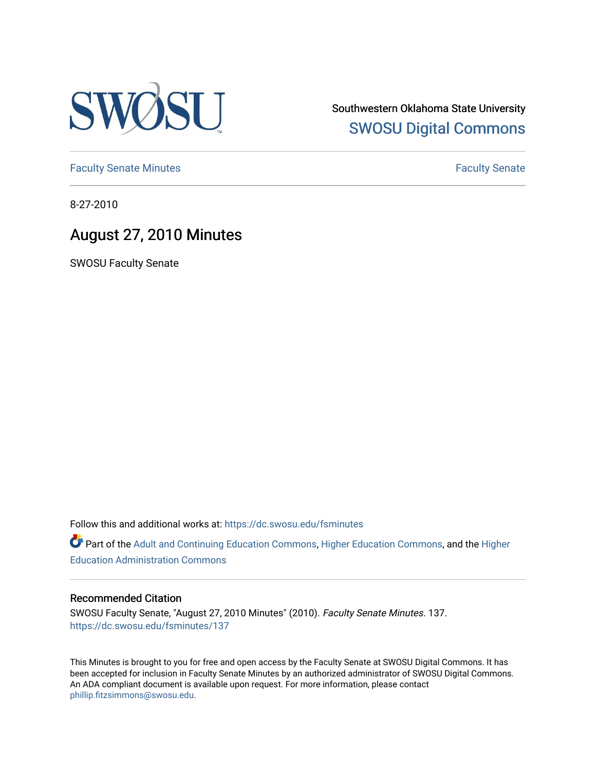Southwestern Oklahoma State University

SWOSU Digital Commons

Faculty Senate Minutes

Faculty Senate

8-27-2010

# August 27, 2010 Minutes

SWOSU Faculty Senate

Follow this and additional works at: https://dc.swosu.edu/fsminutes

Part of the Adult and Continuing Education Commons, Higher Education Commons, and the Higher Education Administration Commons

### Recommended Citation

SWOSU Faculty Senate, "August 27, 2010 Minutes" (2010). *Faculty Senate Minutes*. 137.
https://dc.swosu.edu/fsminutes/137

This Minutes is brought to you for free and open access by the Faculty Senate at SWOSU Digital Commons. It has been accepted for inclusion in Faculty Senate Minutes by an authorized administrator of SWOSU Digital Commons. An ADA compliant document is available upon request. For more information, please contact phillip.fitzsimmons@swosu.edu.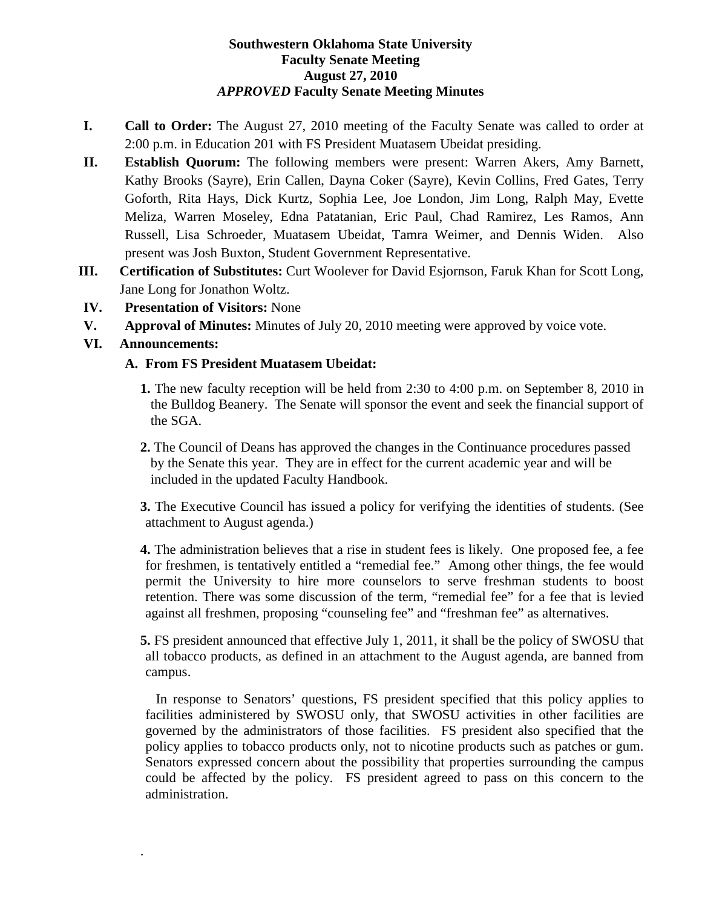**Southwestern Oklahoma State University**
**Faculty Senate Meeting**
**August 27, 2010**
***APPROVED* Faculty Senate Meeting Minutes**

**I. Call to Order:** The August 27, 2010 meeting of the Faculty Senate was called to order at 2:00 p.m. in Education 201 with FS President Muatasem Ubeidat presiding.

**II. Establish Quorum:** The following members were present: Warren Akers, Amy Barnett, Kathy Brooks (Sayre), Erin Callen, Dayna Coker (Sayre), Kevin Collins, Fred Gates, Terry Goforth, Rita Hays, Dick Kurtz, Sophia Lee, Joe London, Jim Long, Ralph May, Evette Meliza, Warren Moseley, Edna Patatanian, Eric Paul, Chad Ramirez, Les Ramos, Ann Russell, Lisa Schroeder, Muatasem Ubeidat, Tamra Weimer, and Dennis Widen. Also present was Josh Buxton, Student Government Representative.

**III. Certification of Substitutes:** Curt Woolever for David Esjornson, Faruk Khan for Scott Long, Jane Long for Jonathon Woltz.

**IV. Presentation of Visitors:** None

**V. Approval of Minutes:** Minutes of July 20, 2010 meeting were approved by voice vote.

**VI. Announcements:**

**A. From FS President Muatasem Ubeidat:**

**1.** The new faculty reception will be held from 2:30 to 4:00 p.m. on September 8, 2010 in the Bulldog Beanery. The Senate will sponsor the event and seek the financial support of the SGA.

**2.** The Council of Deans has approved the changes in the Continuance procedures passed by the Senate this year. They are in effect for the current academic year and will be included in the updated Faculty Handbook.

**3.** The Executive Council has issued a policy for verifying the identities of students. (See attachment to August agenda.)

**4.** The administration believes that a rise in student fees is likely. One proposed fee, a fee for freshmen, is tentatively entitled a "remedial fee." Among other things, the fee would permit the University to hire more counselors to serve freshman students to boost retention. There was some discussion of the term, "remedial fee" for a fee that is levied against all freshmen, proposing "counseling fee" and "freshman fee" as alternatives.

**5.** FS president announced that effective July 1, 2011, it shall be the policy of SWOSU that all tobacco products, as defined in an attachment to the August agenda, are banned from campus.

In response to Senators' questions, FS president specified that this policy applies to facilities administered by SWOSU only, that SWOSU activities in other facilities are governed by the administrators of those facilities. FS president also specified that the policy applies to tobacco products only, not to nicotine products such as patches or gum. Senators expressed concern about the possibility that properties surrounding the campus could be affected by the policy. FS president agreed to pass on this concern to the administration.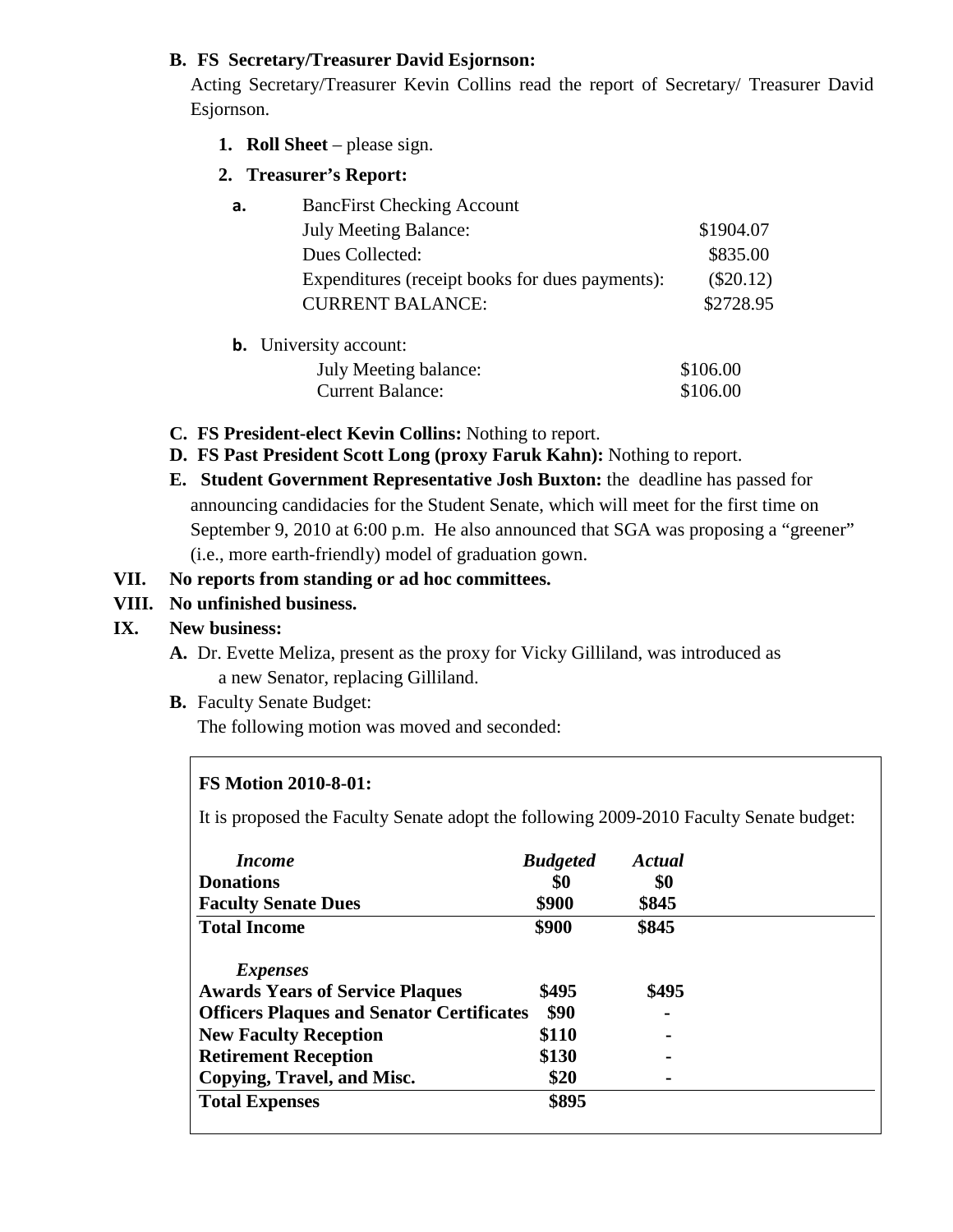**B. FS Secretary/Treasurer David Esjornson:**

Acting Secretary/Treasurer Kevin Collins read the report of Secretary/ Treasurer David Esjornson.

1. **Roll Sheet** – please sign.
2. **Treasurer's Report:**

**a.** BancFirst Checking Account

| | |
|---|---|
| July Meeting Balance: | \$1904.07 |
| Dues Collected: | \$835.00 |
| Expenditures (receipt books for dues payments): | (\$20.12) |
| CURRENT BALANCE: | \$2728.95 |

**b.** University account:

| | |
|---|---|
| July Meeting balance: | \$106.00 |
| Current Balance: | \$106.00 |

**C. FS President-elect Kevin Collins:** Nothing to report.

**D. FS Past President Scott Long (proxy Faruk Kahn):** Nothing to report.

**E. Student Government Representative Josh Buxton:** the deadline has passed for announcing candidacies for the Student Senate, which will meet for the first time on September 9, 2010 at 6:00 p.m. He also announced that SGA was proposing a "greener" (i.e., more earth-friendly) model of graduation gown.

**VII. No reports from standing or ad hoc committees.**

**VIII. No unfinished business.**

**IX. New business:**

**A.** Dr. Evette Meliza, present as the proxy for Vicky Gilliland, was introduced as a new Senator, replacing Gilliland.

**B.** Faculty Senate Budget:

The following motion was moved and seconded:

**FS Motion 2010-8-01:**

It is proposed the Faculty Senate adopt the following 2009-2010 Faculty Senate budget:

| ***Income*** | ***Budgeted*** | ***Actual*** |
|---|---|---|
| **Donations** | **\$0** | **\$0** |
| **Faculty Senate Dues** | **\$900** | **\$845** |
| **Total Income** | **\$900** | **\$845** |
| ***Expenses*** | | |
| **Awards Years of Service Plaques** | **\$495** | **\$495** |
| **Officers Plaques and Senator Certificates** | **\$90** | **-** |
| **New Faculty Reception** | **\$110** | **-** |
| **Retirement Reception** | **\$130** | **-** |
| **Copying, Travel, and Misc.** | **\$20** | **-** |
| **Total Expenses** | **\$895** | |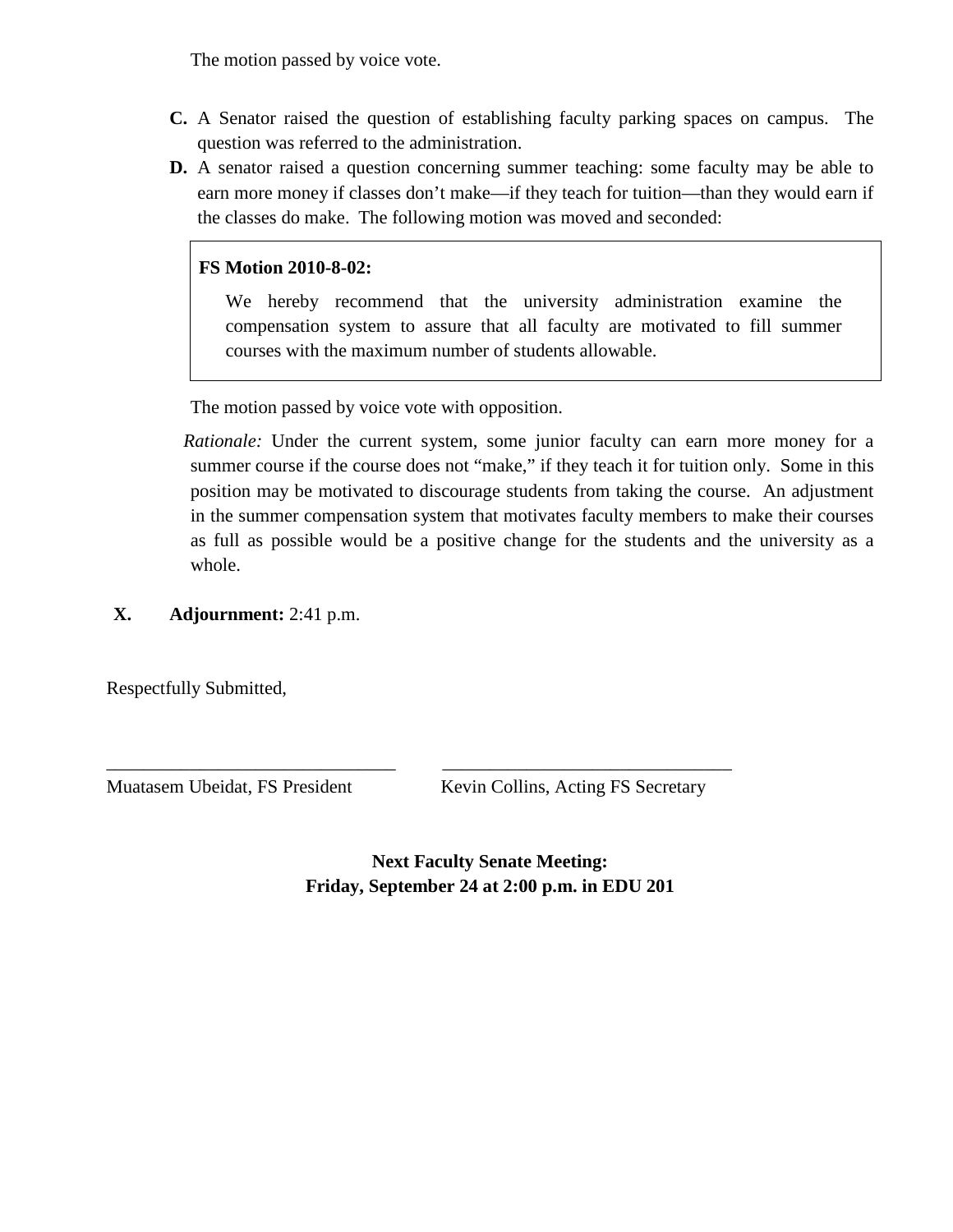The motion passed by voice vote.

C. A Senator raised the question of establishing faculty parking spaces on campus. The question was referred to the administration.

D. A senator raised a question concerning summer teaching: some faculty may be able to earn more money if classes don't make—if they teach for tuition—than they would earn if the classes do make. The following motion was moved and seconded:

> **FS Motion 2010-8-02:**
>
> We hereby recommend that the university administration examine the compensation system to assure that all faculty are motivated to fill summer courses with the maximum number of students allowable.

The motion passed by voice vote with opposition.

*Rationale:* Under the current system, some junior faculty can earn more money for a summer course if the course does not "make," if they teach it for tuition only. Some in this position may be motivated to discourage students from taking the course. An adjustment in the summer compensation system that motivates faculty members to make their courses as full as possible would be a positive change for the students and the university as a whole.

**X. Adjournment:** 2:41 p.m.

Respectfully Submitted,

_______________________________ _______________________________

Muatasem Ubeidat, FS President Kevin Collins, Acting FS Secretary

**Next Faculty Senate Meeting:**
**Friday, September 24 at 2:00 p.m. in EDU 201**